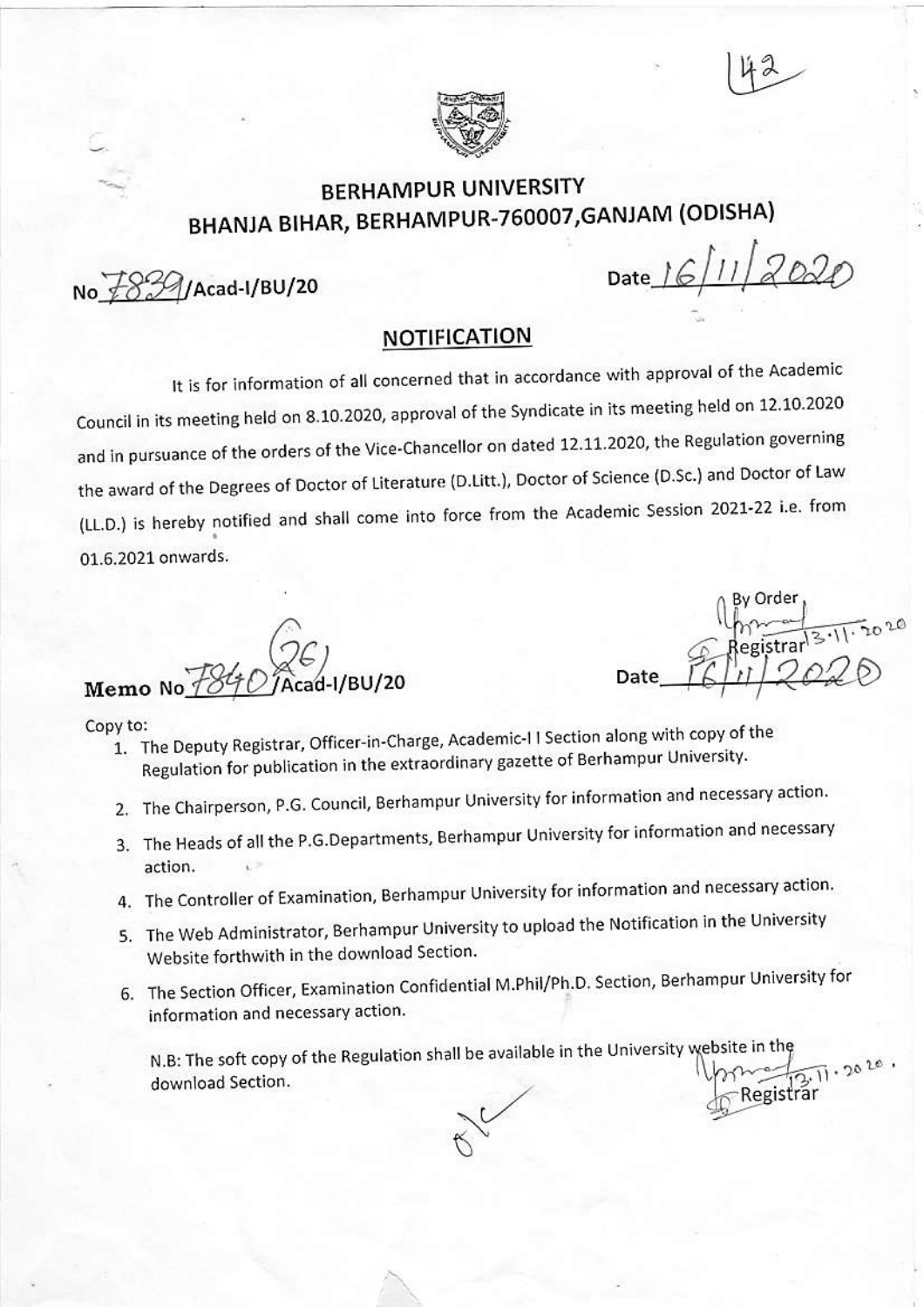42

# BERHAMPUR UNIVERSITY
## BHANJA BIHAR, BERHAMPUR-760007,GANJAM (ODISHA)

No 7839/Acad-I/BU/20 Date 16/11/2020

## NOTIFICATION

It is for information of all concerned that in accordance with approval of the Academic Council in its meeting held on 8.10.2020, approval of the Syndicate in its meeting held on 12.10.2020 and in pursuance of the orders of the Vice-Chancellor on dated 12.11.2020, the Regulation governing the award of the Degrees of Doctor of Literature (D.Litt.), Doctor of Science (D.Sc.) and Doctor of Law (LL.D.) is hereby notified and shall come into force from the Academic Session 2021-22 i.e. from 01.6.2021 onwards.

By Order
Registrar 13.11.2020

**Memo No** 7840 (26)/Acad-I/BU/20 Date 16/11/2020

Copy to:

1. The Deputy Registrar, Officer-in-Charge, Academic-I I Section along with copy of the Regulation for publication in the extraordinary gazette of Berhampur University.
2. The Chairperson, P.G. Council, Berhampur University for information and necessary action.
3. The Heads of all the P.G.Departments, Berhampur University for information and necessary action.
4. The Controller of Examination, Berhampur University for information and necessary action.
5. The Web Administrator, Berhampur University to upload the Notification in the University Website forthwith in the download Section.
6. The Section Officer, Examination Confidential M.Phil/Ph.D. Section, Berhampur University for information and necessary action.

N.B: The soft copy of the Regulation shall be available in the University website in the download Section.

13.11.2020
Registrar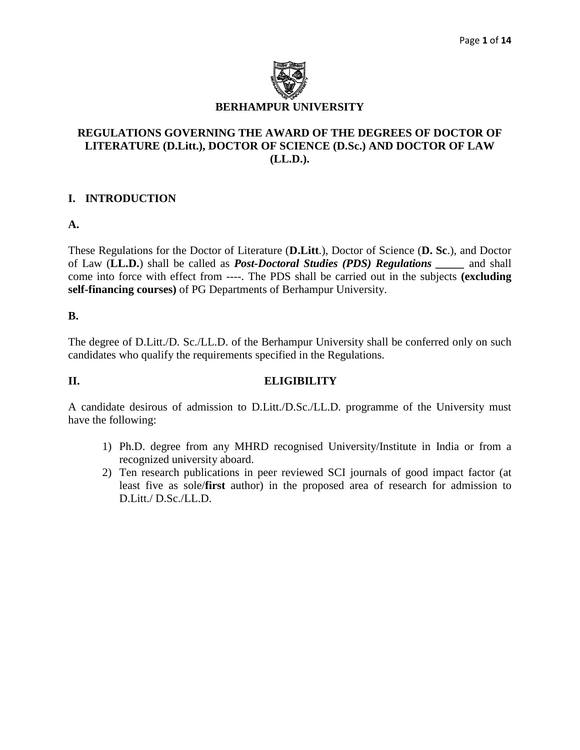# BERHAMPUR UNIVERSITY

## REGULATIONS GOVERNING THE AWARD OF THE DEGREES OF DOCTOR OF LITERATURE (D.Litt.), DOCTOR OF SCIENCE (D.Sc.) AND DOCTOR OF LAW (LL.D.).

### I. INTRODUCTION

**A.**

These Regulations for the Doctor of Literature (**D.Litt**.), Doctor of Science (**D. Sc**.), and Doctor of Law (**LL.D.**) shall be called as ***Post-Doctoral Studies (PDS) Regulations*** **_____** and shall come into force with effect from ----. The PDS shall be carried out in the subjects **(excluding self-financing courses)** of PG Departments of Berhampur University.

**B.**

The degree of D.Litt./D. Sc./LL.D. of the Berhampur University shall be conferred only on such candidates who qualify the requirements specified in the Regulations.

### II. ELIGIBILITY

A candidate desirous of admission to D.Litt./D.Sc./LL.D. programme of the University must have the following:

1) Ph.D. degree from any MHRD recognised University/Institute in India or from a recognized university aboard.
2) Ten research publications in peer reviewed SCI journals of good impact factor (at least five as sole/**first** author) in the proposed area of research for admission to D.Litt./ D.Sc./LL.D.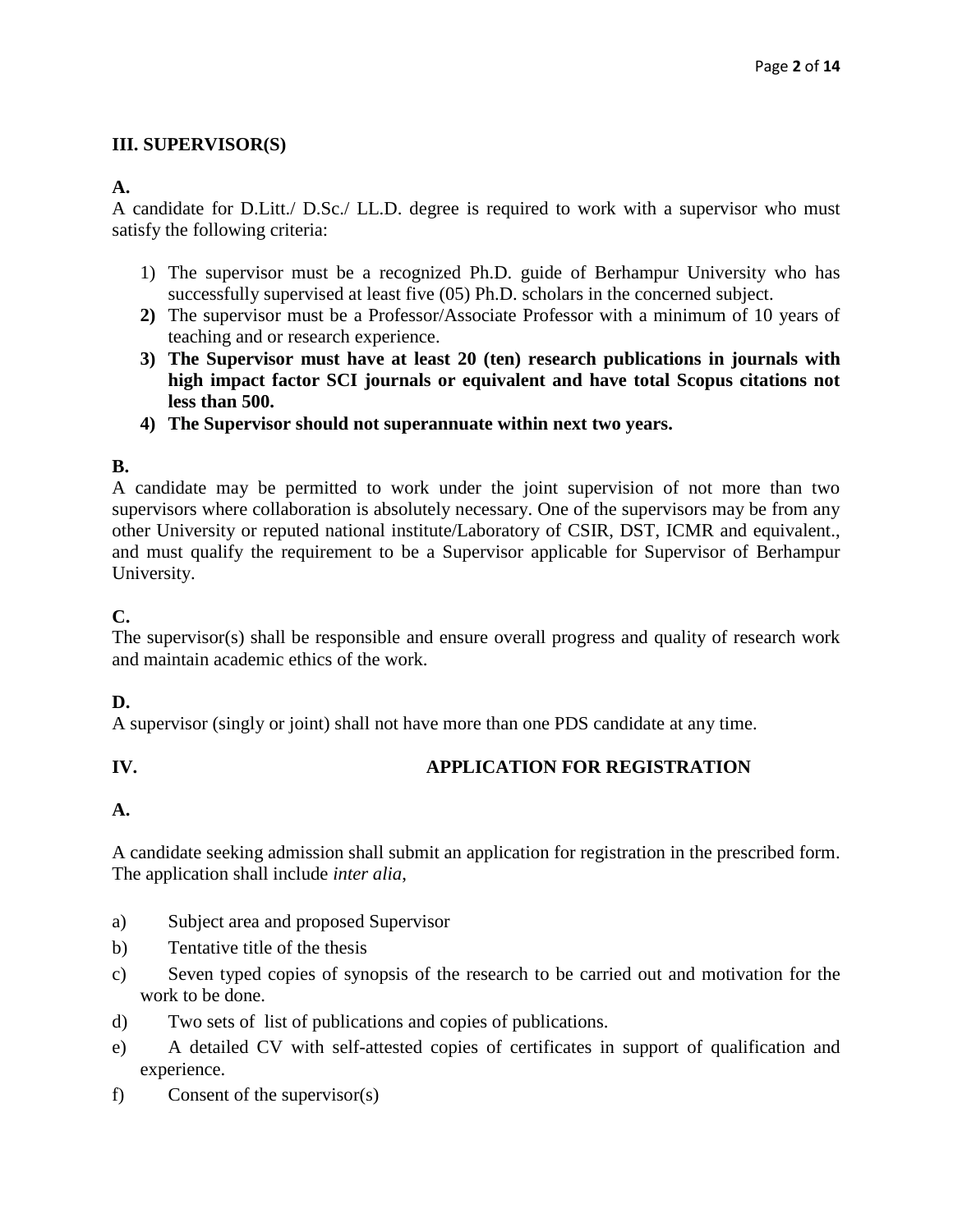## III. SUPERVISOR(S)

**A.**

A candidate for D.Litt./ D.Sc./ LL.D. degree is required to work with a supervisor who must satisfy the following criteria:

1) The supervisor must be a recognized Ph.D. guide of Berhampur University who has successfully supervised at least five (05) Ph.D. scholars in the concerned subject.
2) The supervisor must be a Professor/Associate Professor with a minimum of 10 years of teaching and or research experience.
3) **The Supervisor must have at least 20 (ten) research publications in journals with high impact factor SCI journals or equivalent and have total Scopus citations not less than 500.**
4) **The Supervisor should not superannuate within next two years.**

**B.**

A candidate may be permitted to work under the joint supervision of not more than two supervisors where collaboration is absolutely necessary. One of the supervisors may be from any other University or reputed national institute/Laboratory of CSIR, DST, ICMR and equivalent., and must qualify the requirement to be a Supervisor applicable for Supervisor of Berhampur University.

**C.**

The supervisor(s) shall be responsible and ensure overall progress and quality of research work and maintain academic ethics of the work.

**D.**

A supervisor (singly or joint) shall not have more than one PDS candidate at any time.

## IV. APPLICATION FOR REGISTRATION

**A.**

A candidate seeking admission shall submit an application for registration in the prescribed form. The application shall include *inter alia*,

a) Subject area and proposed Supervisor
b) Tentative title of the thesis
c) Seven typed copies of synopsis of the research to be carried out and motivation for the work to be done.
d) Two sets of list of publications and copies of publications.
e) A detailed CV with self-attested copies of certificates in support of qualification and experience.
f) Consent of the supervisor(s)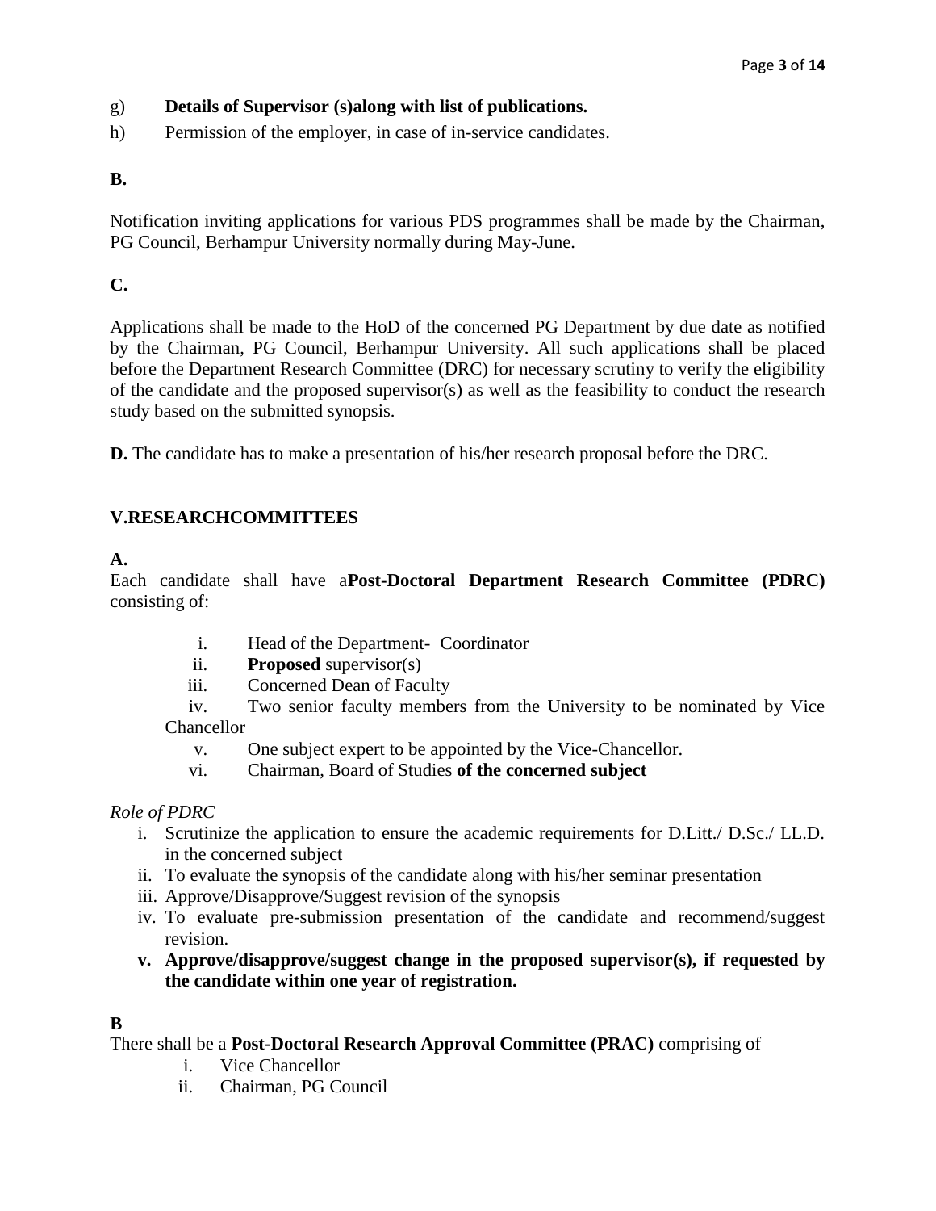g) **Details of Supervisor (s)along with list of publications.**

h) Permission of the employer, in case of in-service candidates.

**B.**

Notification inviting applications for various PDS programmes shall be made by the Chairman, PG Council, Berhampur University normally during May-June.

**C.**

Applications shall be made to the HoD of the concerned PG Department by due date as notified by the Chairman, PG Council, Berhampur University. All such applications shall be placed before the Department Research Committee (DRC) for necessary scrutiny to verify the eligibility of the candidate and the proposed supervisor(s) as well as the feasibility to conduct the research study based on the submitted synopsis.

**D.** The candidate has to make a presentation of his/her research proposal before the DRC.

## V.RESEARCHCOMMITTEES

**A.**

Each candidate shall have a**Post-Doctoral Department Research Committee (PDRC)** consisting of:

i. Head of the Department- Coordinator
ii. **Proposed** supervisor(s)
iii. Concerned Dean of Faculty
iv. Two senior faculty members from the University to be nominated by Vice Chancellor
v. One subject expert to be appointed by the Vice-Chancellor.
vi. Chairman, Board of Studies **of the concerned subject**

*Role of PDRC*

i. Scrutinize the application to ensure the academic requirements for D.Litt./ D.Sc./ LL.D. in the concerned subject
ii. To evaluate the synopsis of the candidate along with his/her seminar presentation
iii. Approve/Disapprove/Suggest revision of the synopsis
iv. To evaluate pre-submission presentation of the candidate and recommend/suggest revision.
v. **Approve/disapprove/suggest change in the proposed supervisor(s), if requested by the candidate within one year of registration.**

**B**

There shall be a **Post-Doctoral Research Approval Committee (PRAC)** comprising of

i. Vice Chancellor
ii. Chairman, PG Council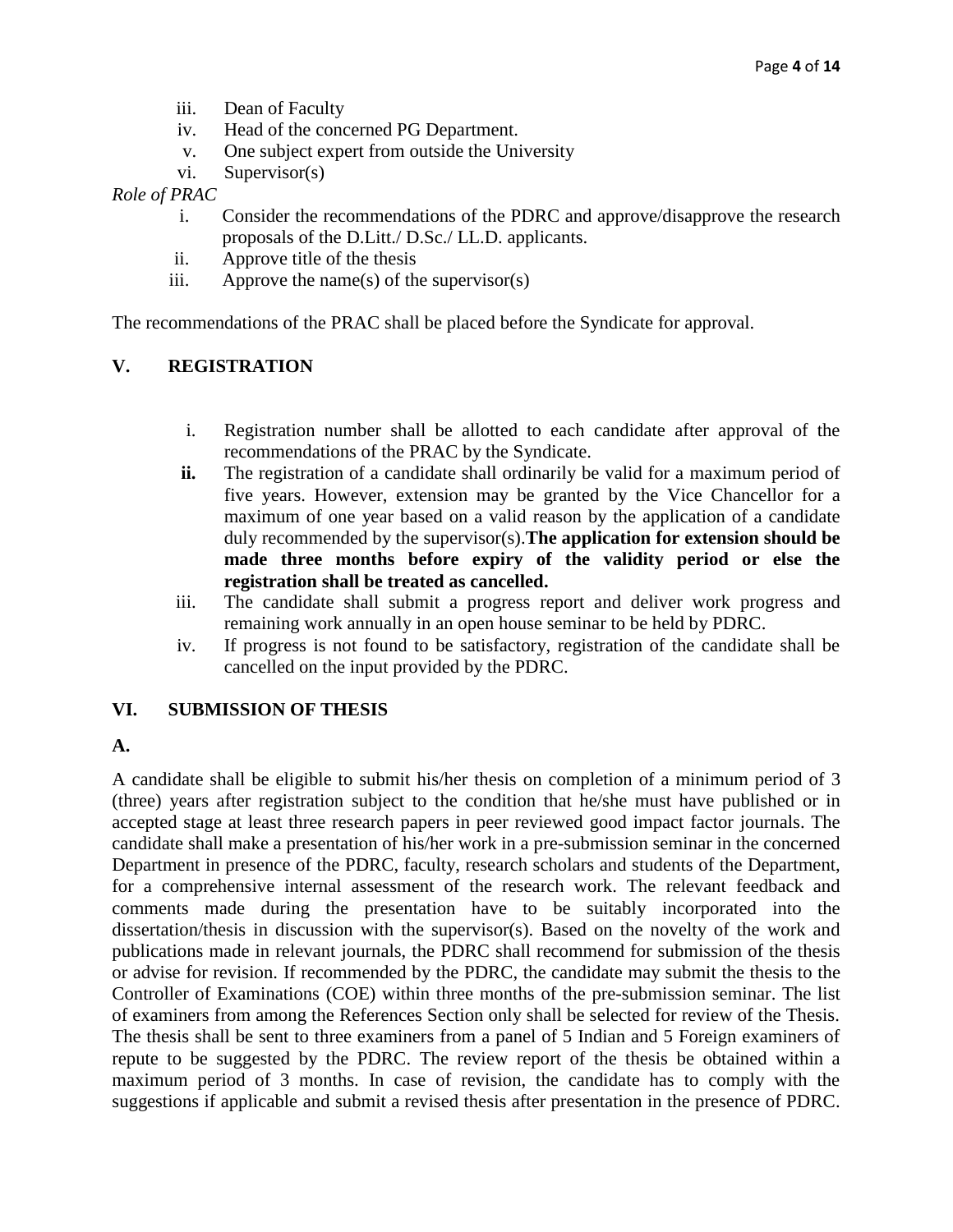iii. Dean of Faculty
iv. Head of the concerned PG Department.
v. One subject expert from outside the University
vi. Supervisor(s)

*Role of PRAC*

i. Consider the recommendations of the PDRC and approve/disapprove the research proposals of the D.Litt./ D.Sc./ LL.D. applicants.
ii. Approve title of the thesis
iii. Approve the name(s) of the supervisor(s)

The recommendations of the PRAC shall be placed before the Syndicate for approval.

## V. REGISTRATION

i. Registration number shall be allotted to each candidate after approval of the recommendations of the PRAC by the Syndicate.

**ii.** The registration of a candidate shall ordinarily be valid for a maximum period of five years. However, extension may be granted by the Vice Chancellor for a maximum of one year based on a valid reason by the application of a candidate duly recommended by the supervisor(s).**The application for extension should be made three months before expiry of the validity period or else the registration shall be treated as cancelled.**

iii. The candidate shall submit a progress report and deliver work progress and remaining work annually in an open house seminar to be held by PDRC.

iv. If progress is not found to be satisfactory, registration of the candidate shall be cancelled on the input provided by the PDRC.

## VI. SUBMISSION OF THESIS

**A.**

A candidate shall be eligible to submit his/her thesis on completion of a minimum period of 3 (three) years after registration subject to the condition that he/she must have published or in accepted stage at least three research papers in peer reviewed good impact factor journals. The candidate shall make a presentation of his/her work in a pre-submission seminar in the concerned Department in presence of the PDRC, faculty, research scholars and students of the Department, for a comprehensive internal assessment of the research work. The relevant feedback and comments made during the presentation have to be suitably incorporated into the dissertation/thesis in discussion with the supervisor(s). Based on the novelty of the work and publications made in relevant journals, the PDRC shall recommend for submission of the thesis or advise for revision. If recommended by the PDRC, the candidate may submit the thesis to the Controller of Examinations (COE) within three months of the pre-submission seminar. The list of examiners from among the References Section only shall be selected for review of the Thesis. The thesis shall be sent to three examiners from a panel of 5 Indian and 5 Foreign examiners of repute to be suggested by the PDRC. The review report of the thesis be obtained within a maximum period of 3 months. In case of revision, the candidate has to comply with the suggestions if applicable and submit a revised thesis after presentation in the presence of PDRC.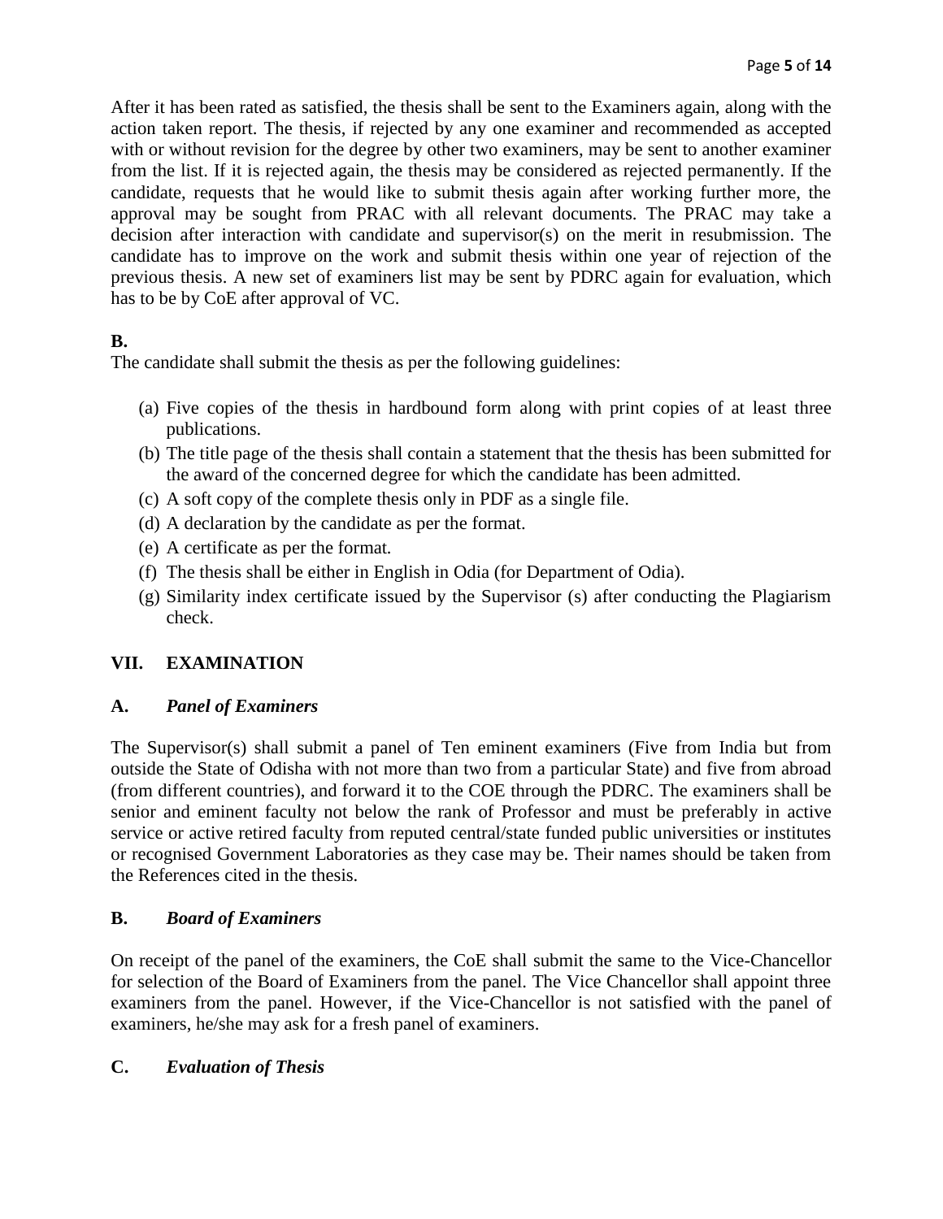After it has been rated as satisfied, the thesis shall be sent to the Examiners again, along with the action taken report. The thesis, if rejected by any one examiner and recommended as accepted with or without revision for the degree by other two examiners, may be sent to another examiner from the list. If it is rejected again, the thesis may be considered as rejected permanently. If the candidate, requests that he would like to submit thesis again after working further more, the approval may be sought from PRAC with all relevant documents. The PRAC may take a decision after interaction with candidate and supervisor(s) on the merit in resubmission. The candidate has to improve on the work and submit thesis within one year of rejection of the previous thesis. A new set of examiners list may be sent by PDRC again for evaluation, which has to be by CoE after approval of VC.

**B.**

The candidate shall submit the thesis as per the following guidelines:

(a) Five copies of the thesis in hardbound form along with print copies of at least three publications.
(b) The title page of the thesis shall contain a statement that the thesis has been submitted for the award of the concerned degree for which the candidate has been admitted.
(c) A soft copy of the complete thesis only in PDF as a single file.
(d) A declaration by the candidate as per the format.
(e) A certificate as per the format.
(f) The thesis shall be either in English in Odia (for Department of Odia).
(g) Similarity index certificate issued by the Supervisor (s) after conducting the Plagiarism check.

## VII. EXAMINATION

### A. *Panel of Examiners*

The Supervisor(s) shall submit a panel of Ten eminent examiners (Five from India but from outside the State of Odisha with not more than two from a particular State) and five from abroad (from different countries), and forward it to the COE through the PDRC. The examiners shall be senior and eminent faculty not below the rank of Professor and must be preferably in active service or active retired faculty from reputed central/state funded public universities or institutes or recognised Government Laboratories as they case may be. Their names should be taken from the References cited in the thesis.

### B. *Board of Examiners*

On receipt of the panel of the examiners, the CoE shall submit the same to the Vice-Chancellor for selection of the Board of Examiners from the panel. The Vice Chancellor shall appoint three examiners from the panel. However, if the Vice-Chancellor is not satisfied with the panel of examiners, he/she may ask for a fresh panel of examiners.

### C. *Evaluation of Thesis*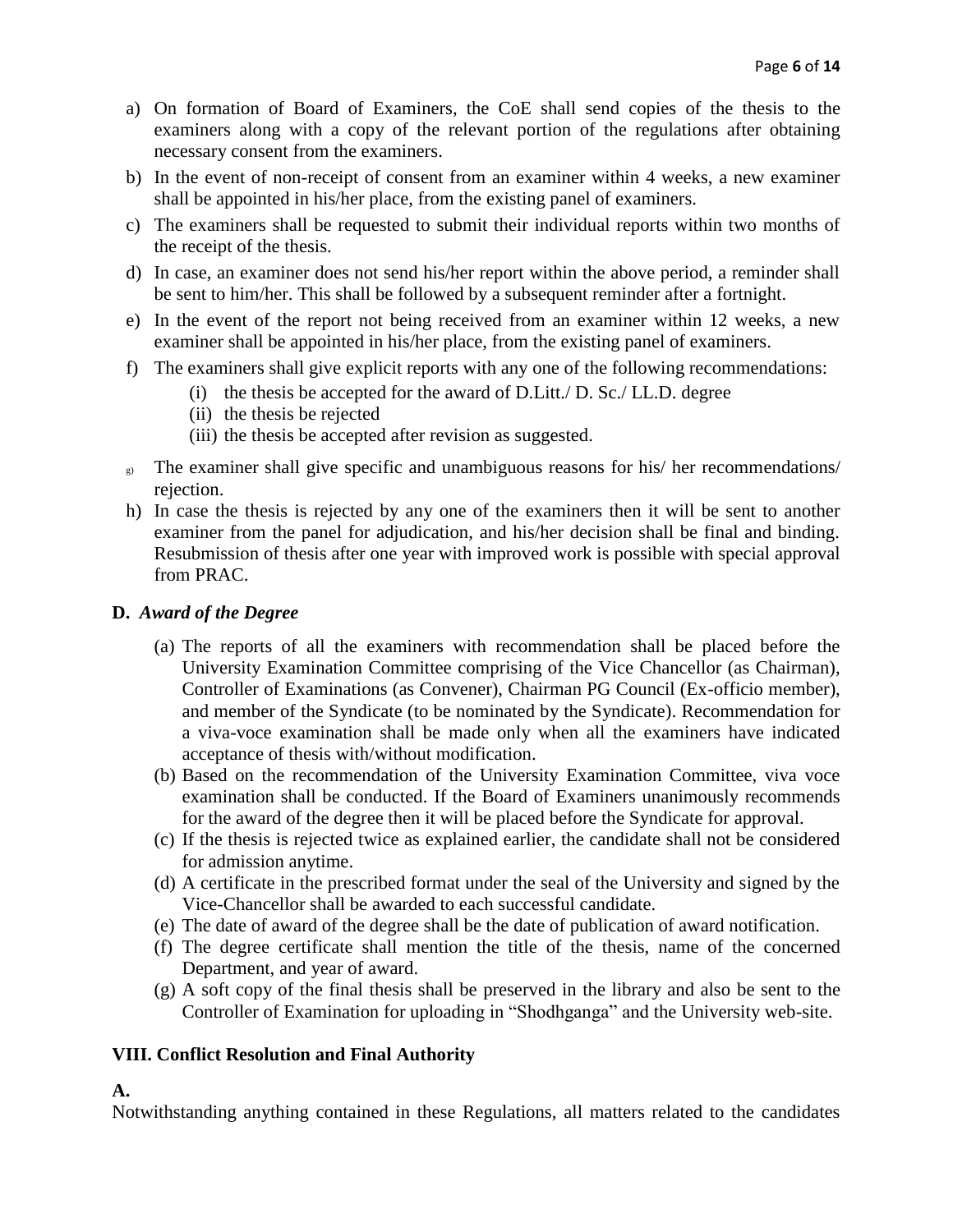a) On formation of Board of Examiners, the CoE shall send copies of the thesis to the examiners along with a copy of the relevant portion of the regulations after obtaining necessary consent from the examiners.
b) In the event of non-receipt of consent from an examiner within 4 weeks, a new examiner shall be appointed in his/her place, from the existing panel of examiners.
c) The examiners shall be requested to submit their individual reports within two months of the receipt of the thesis.
d) In case, an examiner does not send his/her report within the above period, a reminder shall be sent to him/her. This shall be followed by a subsequent reminder after a fortnight.
e) In the event of the report not being received from an examiner within 12 weeks, a new examiner shall be appointed in his/her place, from the existing panel of examiners.
f) The examiners shall give explicit reports with any one of the following recommendations:
    (i) the thesis be accepted for the award of D.Litt./ D. Sc./ LL.D. degree
    (ii) the thesis be rejected
    (iii) the thesis be accepted after revision as suggested.
g) The examiner shall give specific and unambiguous reasons for his/ her recommendations/ rejection.
h) In case the thesis is rejected by any one of the examiners then it will be sent to another examiner from the panel for adjudication, and his/her decision shall be final and binding. Resubmission of thesis after one year with improved work is possible with special approval from PRAC.

### D. *Award of the Degree*

(a) The reports of all the examiners with recommendation shall be placed before the University Examination Committee comprising of the Vice Chancellor (as Chairman), Controller of Examinations (as Convener), Chairman PG Council (Ex-officio member), and member of the Syndicate (to be nominated by the Syndicate). Recommendation for a viva-voce examination shall be made only when all the examiners have indicated acceptance of thesis with/without modification.
(b) Based on the recommendation of the University Examination Committee, viva voce examination shall be conducted. If the Board of Examiners unanimously recommends for the award of the degree then it will be placed before the Syndicate for approval.
(c) If the thesis is rejected twice as explained earlier, the candidate shall not be considered for admission anytime.
(d) A certificate in the prescribed format under the seal of the University and signed by the Vice-Chancellor shall be awarded to each successful candidate.
(e) The date of award of the degree shall be the date of publication of award notification.
(f) The degree certificate shall mention the title of the thesis, name of the concerned Department, and year of award.
(g) A soft copy of the final thesis shall be preserved in the library and also be sent to the Controller of Examination for uploading in "Shodhganga" and the University web-site.

## VIII. Conflict Resolution and Final Authority

**A.**

Notwithstanding anything contained in these Regulations, all matters related to the candidates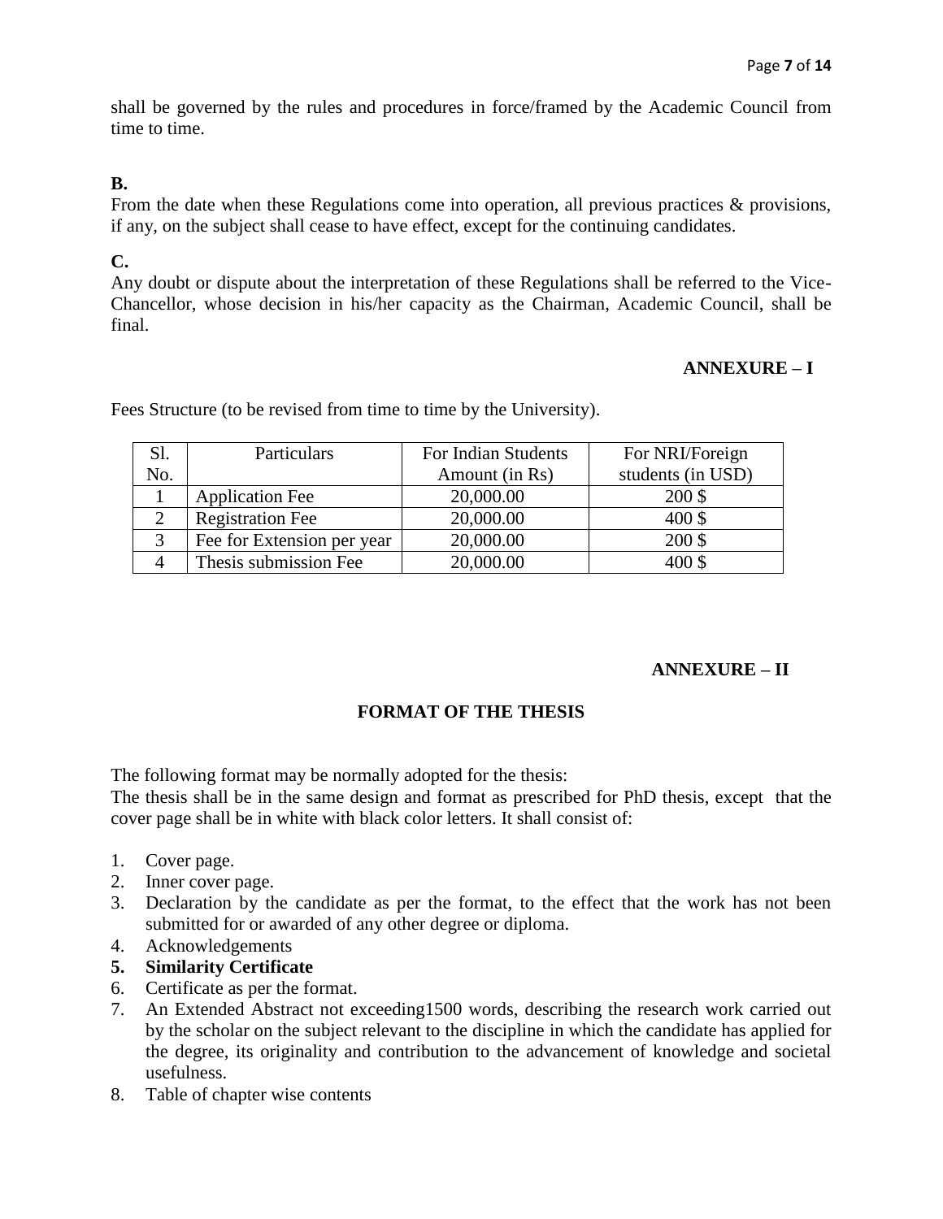shall be governed by the rules and procedures in force/framed by the Academic Council from time to time.

**B.**

From the date when these Regulations come into operation, all previous practices & provisions, if any, on the subject shall cease to have effect, except for the continuing candidates.

**C.**

Any doubt or dispute about the interpretation of these Regulations shall be referred to the Vice-Chancellor, whose decision in his/her capacity as the Chairman, Academic Council, shall be final.

**ANNEXURE – I**

Fees Structure (to be revised from time to time by the University).

| Sl. No. | Particulars | For Indian Students Amount (in Rs) | For NRI/Foreign students (in USD) |
|---|---|---|---|
| 1 | Application Fee | 20,000.00 | 200 $ |
| 2 | Registration Fee | 20,000.00 | 400 $ |
| 3 | Fee for Extension per year | 20,000.00 | 200 $ |
| 4 | Thesis submission Fee | 20,000.00 | 400 $ |

**ANNEXURE – II**

**FORMAT OF THE THESIS**

The following format may be normally adopted for the thesis:
The thesis shall be in the same design and format as prescribed for PhD thesis, except that the cover page shall be in white with black color letters. It shall consist of:

1. Cover page.
2. Inner cover page.
3. Declaration by the candidate as per the format, to the effect that the work has not been submitted for or awarded of any other degree or diploma.
4. Acknowledgements
5. **Similarity Certificate**
6. Certificate as per the format.
7. An Extended Abstract not exceeding1500 words, describing the research work carried out by the scholar on the subject relevant to the discipline in which the candidate has applied for the degree, its originality and contribution to the advancement of knowledge and societal usefulness.
8. Table of chapter wise contents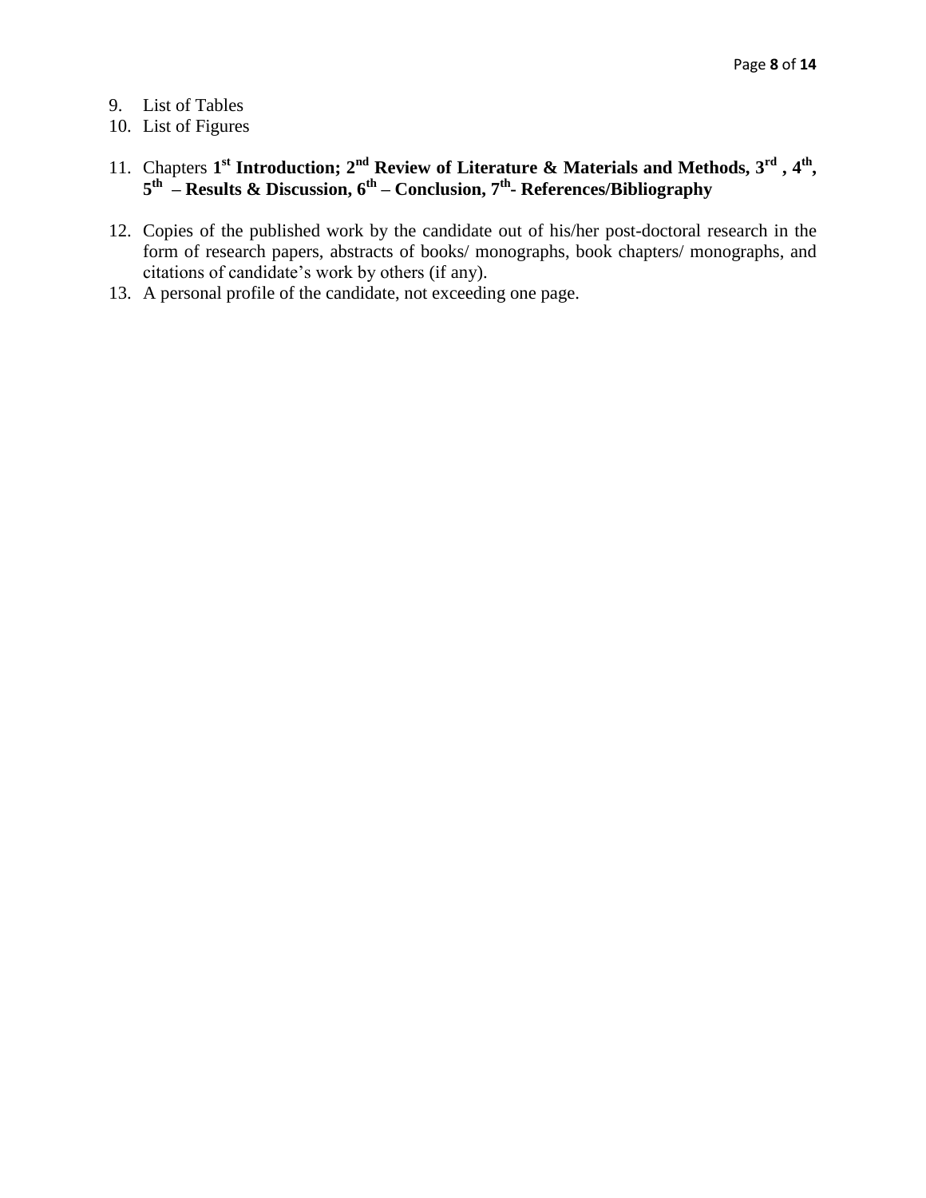9. List of Tables
10. List of Figures
11. Chapters **1st Introduction; 2nd Review of Literature & Materials and Methods, 3rd , 4th, 5th – Results & Discussion, 6th – Conclusion, 7th- References/Bibliography**
12. Copies of the published work by the candidate out of his/her post-doctoral research in the form of research papers, abstracts of books/ monographs, book chapters/ monographs, and citations of candidate's work by others (if any).
13. A personal profile of the candidate, not exceeding one page.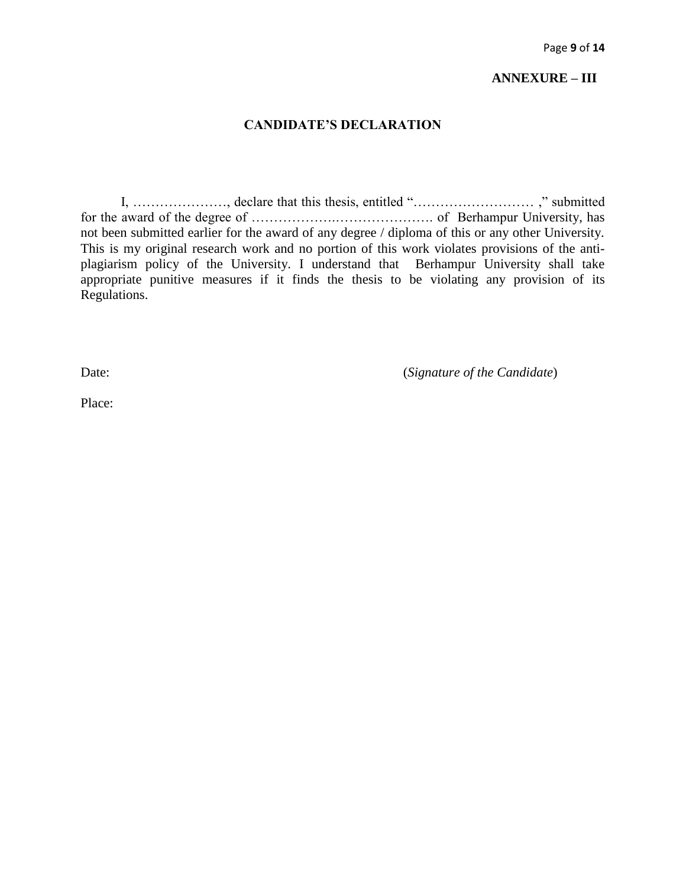**ANNEXURE – III**

## CANDIDATE'S DECLARATION

I, …………………, declare that this thesis, entitled "……………………… ," submitted for the award of the degree of …………………………………. of Berhampur University, has not been submitted earlier for the award of any degree / diploma of this or any other University. This is my original research work and no portion of this work violates provisions of the anti-plagiarism policy of the University. I understand that Berhampur University shall take appropriate punitive measures if it finds the thesis to be violating any provision of its Regulations.

Date: (*Signature of the Candidate*)

Place: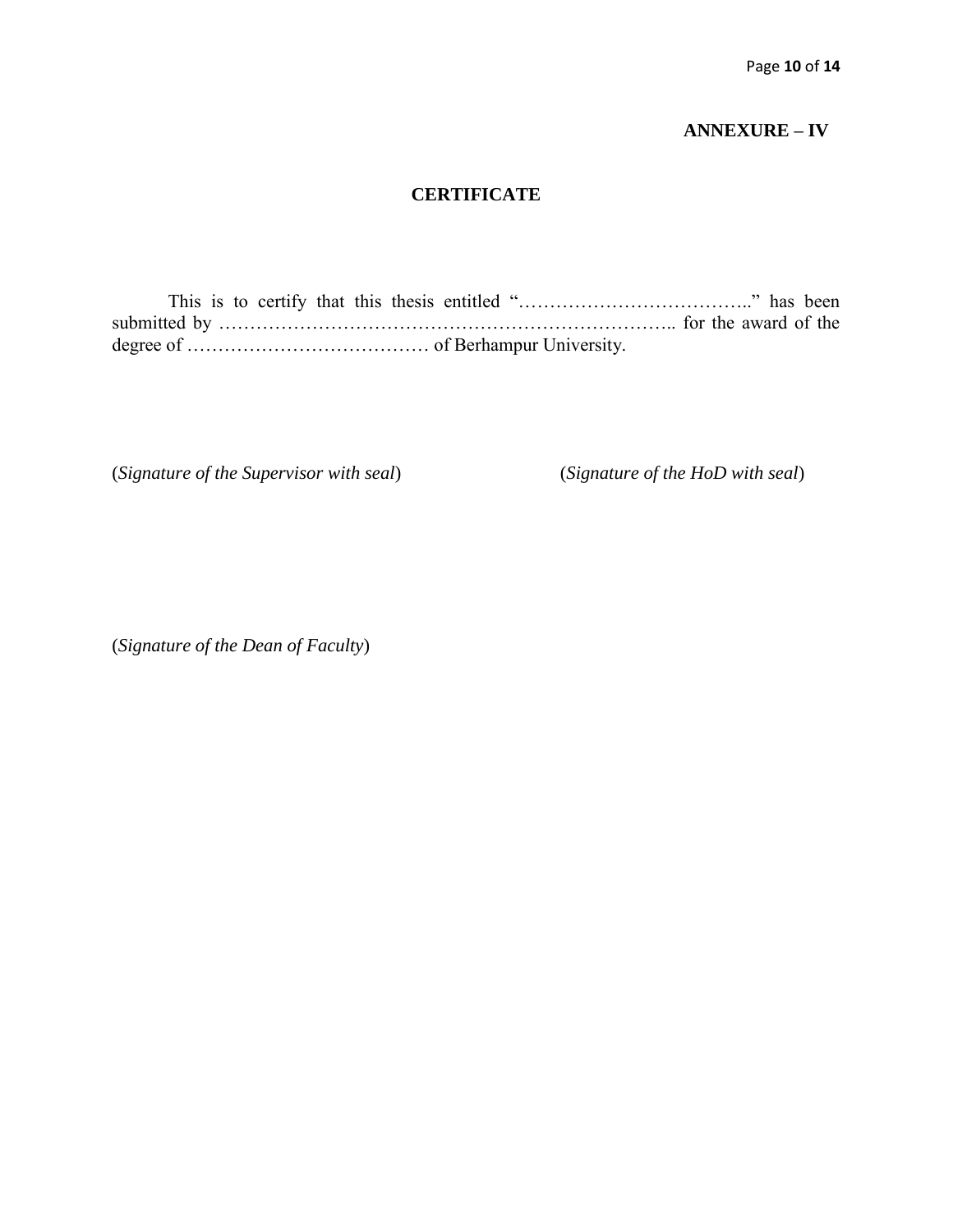**ANNEXURE – IV**

# CERTIFICATE

This is to certify that this thesis entitled "……………………………….." has been submitted by ……………………………………………………………….. for the award of the degree of ………………………………… of Berhampur University.

(*Signature of the Supervisor with seal*) (*Signature of the HoD with seal*)

(*Signature of the Dean of Faculty*)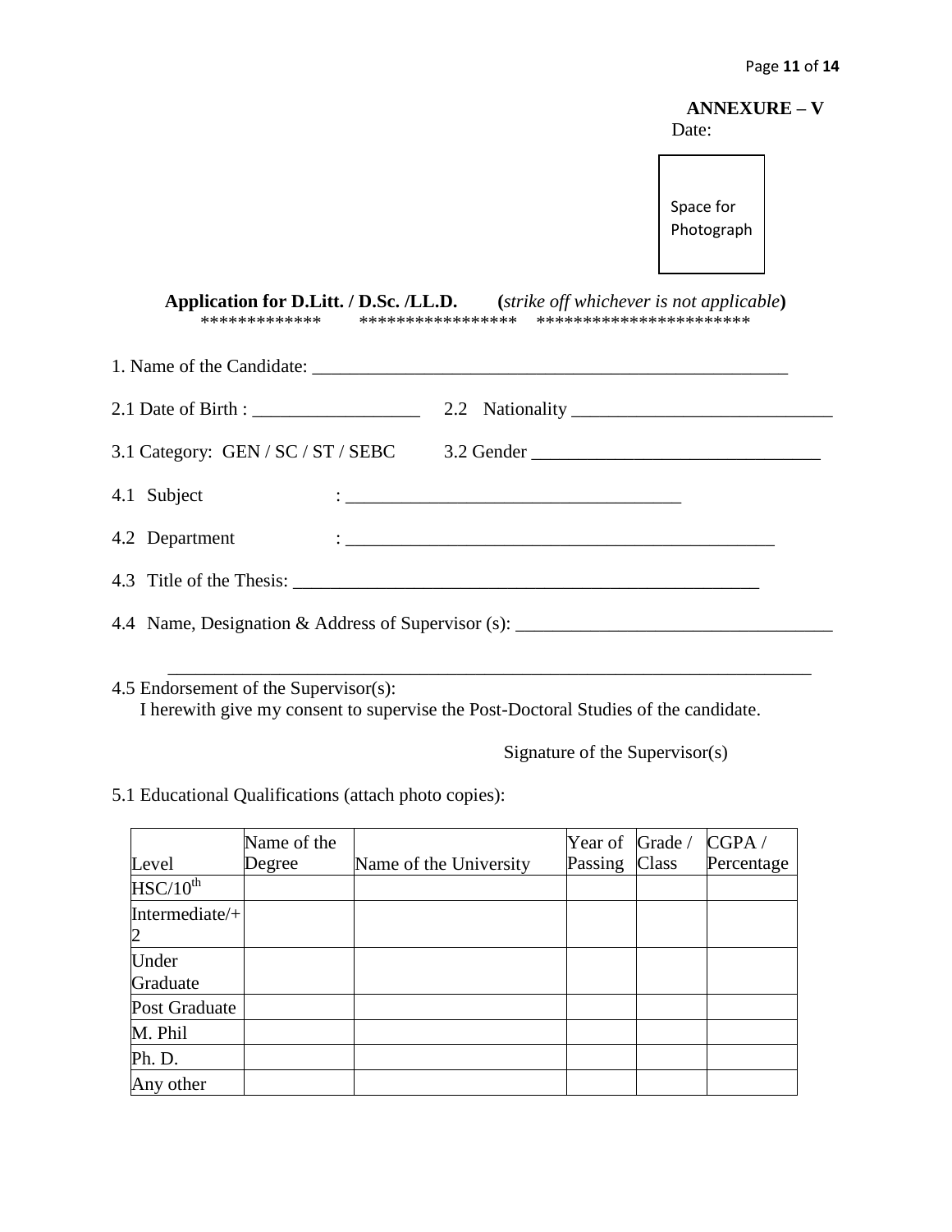**ANNEXURE – V**

Date:

Space for Photograph

**Application for D.Litt. / D.Sc. /LL.D.** (*strike off whichever is not applicable*)

************* ***************** ***********************

1. Name of the Candidate: ___________________________________________________

2.1 Date of Birth : __________________ 2.2 Nationality ____________________________

3.1 Category: GEN / SC / ST / SEBC 3.2 Gender _______________________________

4.1 Subject : ____________________________________

4.2 Department : ________________________________________________

4.3 Title of the Thesis: ___________________________________________________

4.4 Name, Designation & Address of Supervisor (s): _________________________________

_______________________________________________________________________

4.5 Endorsement of the Supervisor(s):
I herewith give my consent to supervise the Post-Doctoral Studies of the candidate.

Signature of the Supervisor(s)

5.1 Educational Qualifications (attach photo copies):

| Level | Name of the Degree | Name of the University | Year of Passing | Grade / Class | CGPA / Percentage |
|---|---|---|---|---|---|
| HSC/10$^{th}$ | | | | | |
| Intermediate/+2 | | | | | |
| Under Graduate | | | | | |
| Post Graduate | | | | | |
| M. Phil | | | | | |
| Ph. D. | | | | | |
| Any other | | | | | |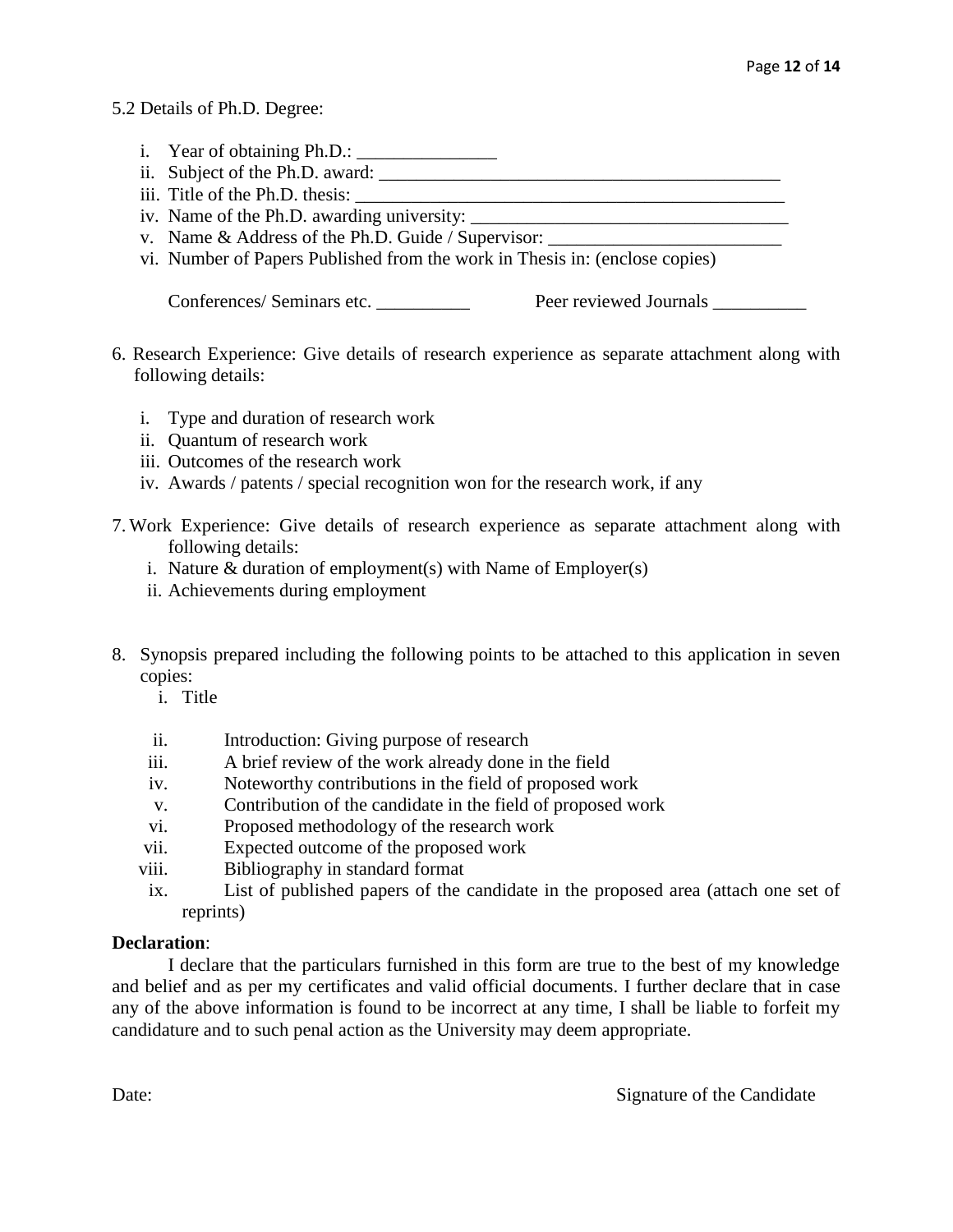5.2 Details of Ph.D. Degree:

i. Year of obtaining Ph.D.: _______________
ii. Subject of the Ph.D. award: ___________________________________________
iii. Title of the Ph.D. thesis: _______________________________________________
iv. Name of the Ph.D. awarding university: ___________________________________
v. Name & Address of the Ph.D. Guide / Supervisor: _________________________
vi. Number of Papers Published from the work in Thesis in: (enclose copies)

Conferences/ Seminars etc. __________ Peer reviewed Journals __________

6. Research Experience: Give details of research experience as separate attachment along with following details:

   i. Type and duration of research work
   ii. Quantum of research work
   iii. Outcomes of the research work
   iv. Awards / patents / special recognition won for the research work, if any

7. Work Experience: Give details of research experience as separate attachment along with following details:
   i. Nature & duration of employment(s) with Name of Employer(s)
   ii. Achievements during employment

8. Synopsis prepared including the following points to be attached to this application in seven copies:
   i. Title
   ii. Introduction: Giving purpose of research
   iii. A brief review of the work already done in the field
   iv. Noteworthy contributions in the field of proposed work
   v. Contribution of the candidate in the field of proposed work
   vi. Proposed methodology of the research work
   vii. Expected outcome of the proposed work
   viii. Bibliography in standard format
   ix. List of published papers of the candidate in the proposed area (attach one set of reprints)

**Declaration**:

I declare that the particulars furnished in this form are true to the best of my knowledge and belief and as per my certificates and valid official documents. I further declare that in case any of the above information is found to be incorrect at any time, I shall be liable to forfeit my candidature and to such penal action as the University may deem appropriate.

Date: Signature of the Candidate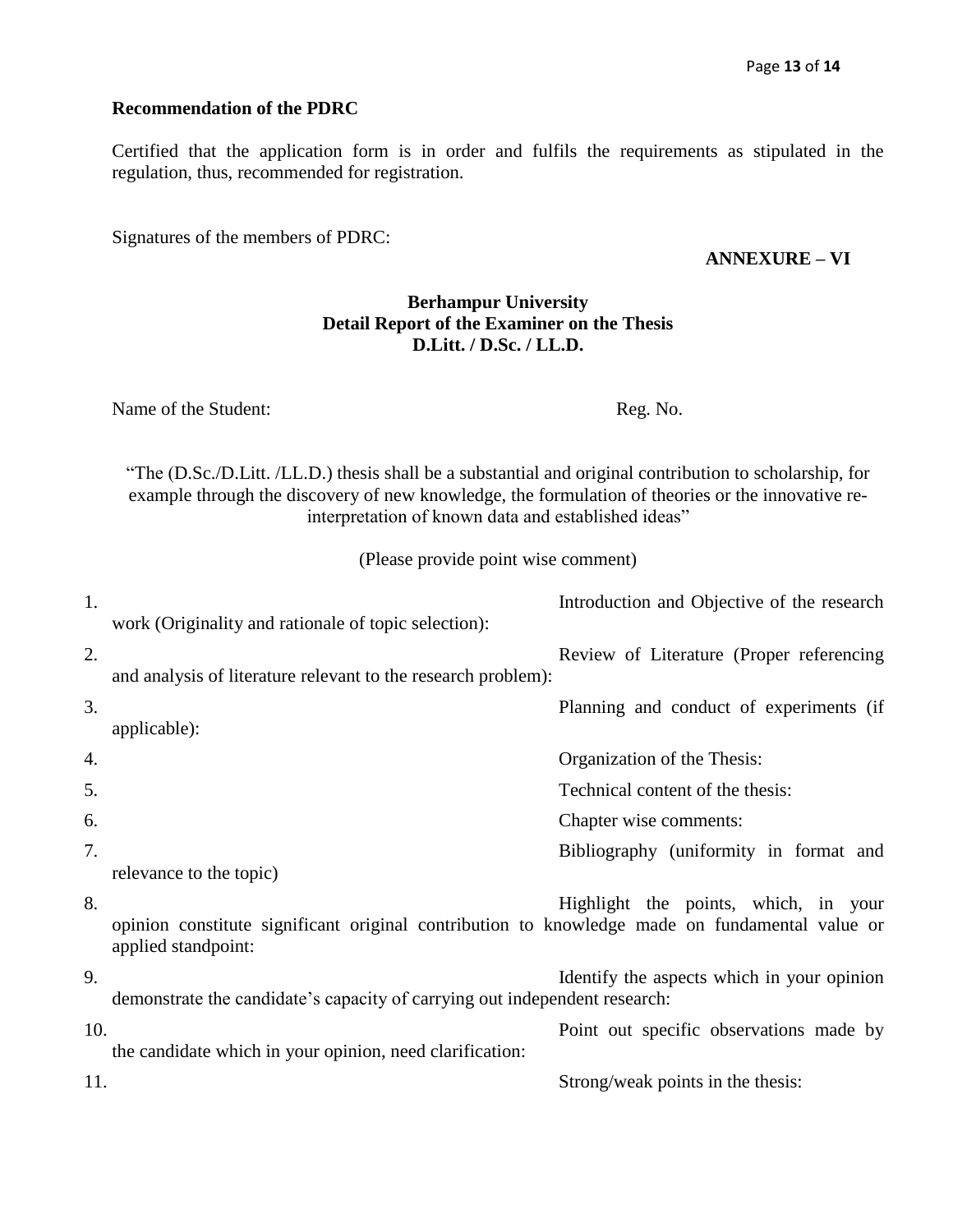**Recommendation of the PDRC**

Certified that the application form is in order and fulfils the requirements as stipulated in the regulation, thus, recommended for registration.

Signatures of the members of PDRC:

**ANNEXURE – VI**

**Berhampur University**
**Detail Report of the Examiner on the Thesis**
**D.Litt. / D.Sc. / LL.D.**

Name of the Student: Reg. No.

"The (D.Sc./D.Litt. /LL.D.) thesis shall be a substantial and original contribution to scholarship, for example through the discovery of new knowledge, the formulation of theories or the innovative re-interpretation of known data and established ideas"

(Please provide point wise comment)

1. Introduction and Objective of the research work (Originality and rationale of topic selection):
2. Review of Literature (Proper referencing and analysis of literature relevant to the research problem):
3. Planning and conduct of experiments (if applicable):
4. Organization of the Thesis:
5. Technical content of the thesis:
6. Chapter wise comments:
7. Bibliography (uniformity in format and relevance to the topic)
8. Highlight the points, which, in your opinion constitute significant original contribution to knowledge made on fundamental value or applied standpoint:
9. Identify the aspects which in your opinion demonstrate the candidate's capacity of carrying out independent research:
10. Point out specific observations made by the candidate which in your opinion, need clarification:
11. Strong/weak points in the thesis: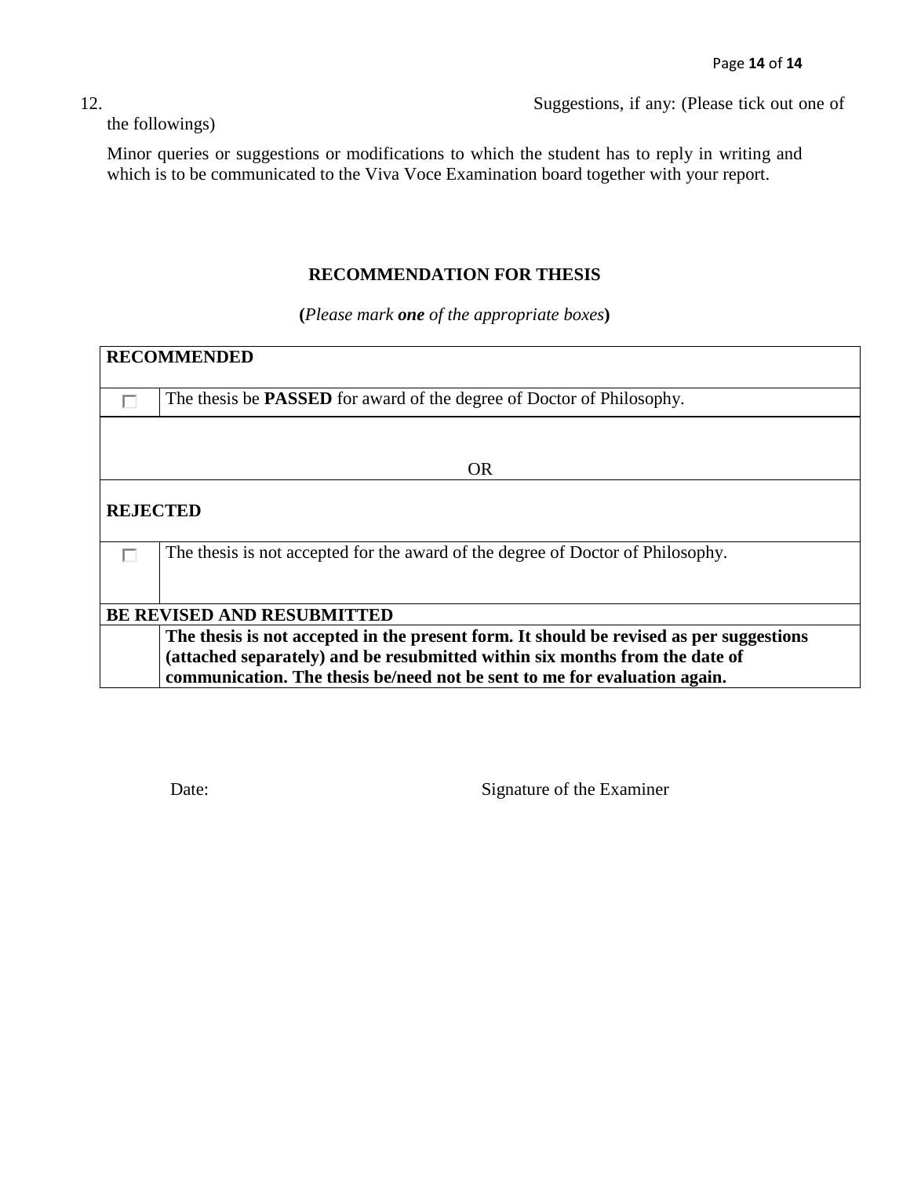12. Suggestions, if any: (Please tick out one of the followings)

Minor queries or suggestions or modifications to which the student has to reply in writing and which is to be communicated to the Viva Voce Examination board together with your report.

**RECOMMENDATION FOR THESIS**

**(***Please mark* ***one*** *of the appropriate boxes***)**

| | |
|---|---|
| **RECOMMENDED** | |
| ☐ | The thesis be **PASSED** for award of the degree of Doctor of Philosophy. |
| OR | |
| **REJECTED** | |
| ☐ | The thesis is not accepted for the award of the degree of Doctor of Philosophy. |
| **BE REVISED AND RESUBMITTED** | |
| | **The thesis is not accepted in the present form. It should be revised as per suggestions (attached separately) and be resubmitted within six months from the date of communication. The thesis be/need not be sent to me for evaluation again.** |

Date: Signature of the Examiner